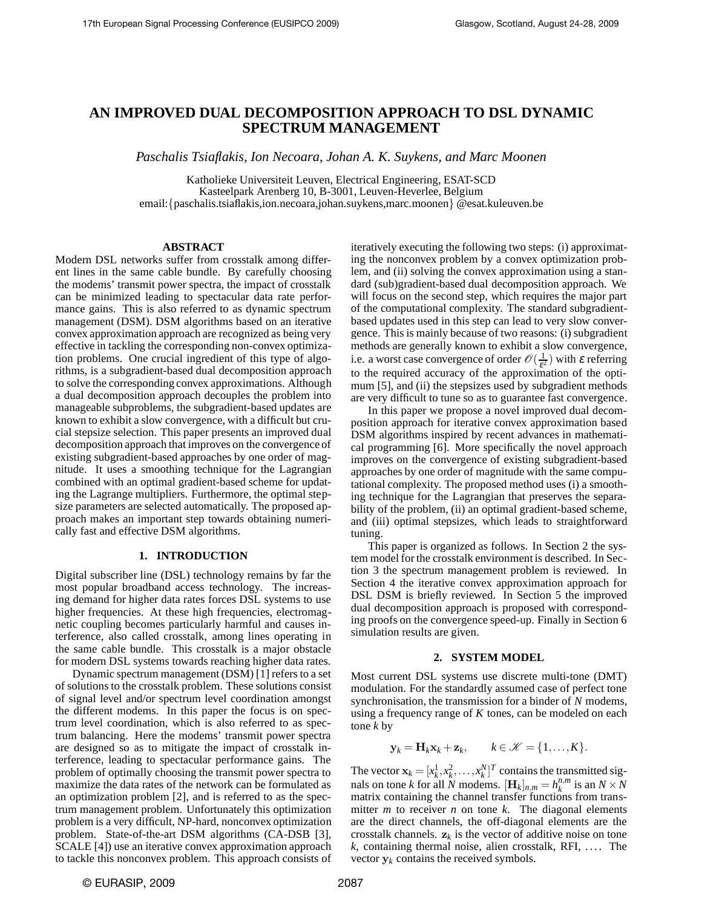# AN IMPROVED DUAL DECOMPOSITION APPROACH TO DSL DYNAMIC SPECTRUM MANAGEMENT

*Paschalis Tsiaflakis, Ion Necoara, Johan A. K. Suykens, and Marc Moonen*

Katholieke Universiteit Leuven, Electrical Engineering, ESAT-SCD
Kasteelpark Arenberg 10, B-3001, Leuven-Heverlee, Belgium
email:{paschalis.tsiaflakis,ion.necoara,johan.suykens,marc.moonen} @esat.kuleuven.be

## ABSTRACT

Modern DSL networks suffer from crosstalk among different lines in the same cable bundle. By carefully choosing the modems' transmit power spectra, the impact of crosstalk can be minimized leading to spectacular data rate performance gains. This is also referred to as dynamic spectrum management (DSM). DSM algorithms based on an iterative convex approximation approach are recognized as being very effective in tackling the corresponding non-convex optimization problems. One crucial ingredient of this type of algorithms, is a subgradient-based dual decomposition approach to solve the corresponding convex approximations. Although a dual decomposition approach decouples the problem into manageable subproblems, the subgradient-based updates are known to exhibit a slow convergence, with a difficult but crucial stepsize selection. This paper presents an improved dual decomposition approach that improves on the convergence of existing subgradient-based approaches by one order of magnitude. It uses a smoothing technique for the Lagrangian combined with an optimal gradient-based scheme for updating the Lagrange multipliers. Furthermore, the optimal stepsize parameters are selected automatically. The proposed approach makes an important step towards obtaining numerically fast and effective DSM algorithms.

## 1. INTRODUCTION

Digital subscriber line (DSL) technology remains by far the most popular broadband access technology. The increasing demand for higher data rates forces DSL systems to use higher frequencies. At these high frequencies, electromagnetic coupling becomes particularly harmful and causes interference, also called crosstalk, among lines operating in the same cable bundle. This crosstalk is a major obstacle for modern DSL systems towards reaching higher data rates.

Dynamic spectrum management (DSM) [1] refers to a set of solutions to the crosstalk problem. These solutions consist of signal level and/or spectrum level coordination amongst the different modems. In this paper the focus is on spectrum level coordination, which is also referred to as spectrum balancing. Here the modems' transmit power spectra are designed so as to mitigate the impact of crosstalk interference, leading to spectacular performance gains. The problem of optimally choosing the transmit power spectra to maximize the data rates of the network can be formulated as an optimization problem [2], and is referred to as the spectrum management problem. Unfortunately this optimization problem is a very difficult, NP-hard, nonconvex optimization problem. State-of-the-art DSM algorithms (CA-DSB [3], SCALE [4]) use an iterative convex approximation approach to tackle this nonconvex problem. This approach consists of iteratively executing the following two steps: (i) approximating the nonconvex problem by a convex optimization problem, and (ii) solving the convex approximation using a standard (sub)gradient-based dual decomposition approach. We will focus on the second step, which requires the major part of the computational complexity. The standard subgradient-based updates used in this step can lead to very slow convergence. This is mainly because of two reasons: (i) subgradient methods are generally known to exhibit a slow convergence, i.e. a worst case convergence of order $\mathcal{O}(\frac{1}{\varepsilon^2})$ with $\varepsilon$ referring to the required accuracy of the approximation of the optimum [5], and (ii) the stepsizes used by subgradient methods are very difficult to tune so as to guarantee fast convergence.

In this paper we propose a novel improved dual decomposition approach for iterative convex approximation based DSM algorithms inspired by recent advances in mathematical programming [6]. More specifically the novel approach improves on the convergence of existing subgradient-based approaches by one order of magnitude with the same computational complexity. The proposed method uses (i) a smoothing technique for the Lagrangian that preserves the separability of the problem, (ii) an optimal gradient-based scheme, and (iii) optimal stepsizes, which leads to straightforward tuning.

This paper is organized as follows. In Section 2 the system model for the crosstalk environment is described. In Section 3 the spectrum management problem is reviewed. In Section 4 the iterative convex approximation approach for DSL DSM is briefly reviewed. In Section 5 the improved dual decomposition approach is proposed with corresponding proofs on the convergence speed-up. Finally in Section 6 simulation results are given.

## 2. SYSTEM MODEL

Most current DSL systems use discrete multi-tone (DMT) modulation. For the standardly assumed case of perfect tone synchronisation, the transmission for a binder of $N$ modems, using a frequency range of $K$ tones, can be modeled on each tone $k$ by

$$\mathbf{y}_k = \mathbf{H}_k\mathbf{x}_k + \mathbf{z}_k, \qquad k \in \mathscr{K} = \{1,\ldots,K\}.$$

The vector $\mathbf{x}_k = [x_k^1, x_k^2, \ldots, x_k^N]^T$ contains the transmitted signals on tone $k$ for all $N$ modems. $[\mathbf{H}_k]_{n,m} = h_k^{n,m}$ is an $N \times N$ matrix containing the channel transfer functions from transmitter $m$ to receiver $n$ on tone $k$. The diagonal elements are the direct channels, the off-diagonal elements are the crosstalk channels. $\mathbf{z}_k$ is the vector of additive noise on tone $k$, containing thermal noise, alien crosstalk, RFI, .... The vector $\mathbf{y}_k$ contains the received symbols.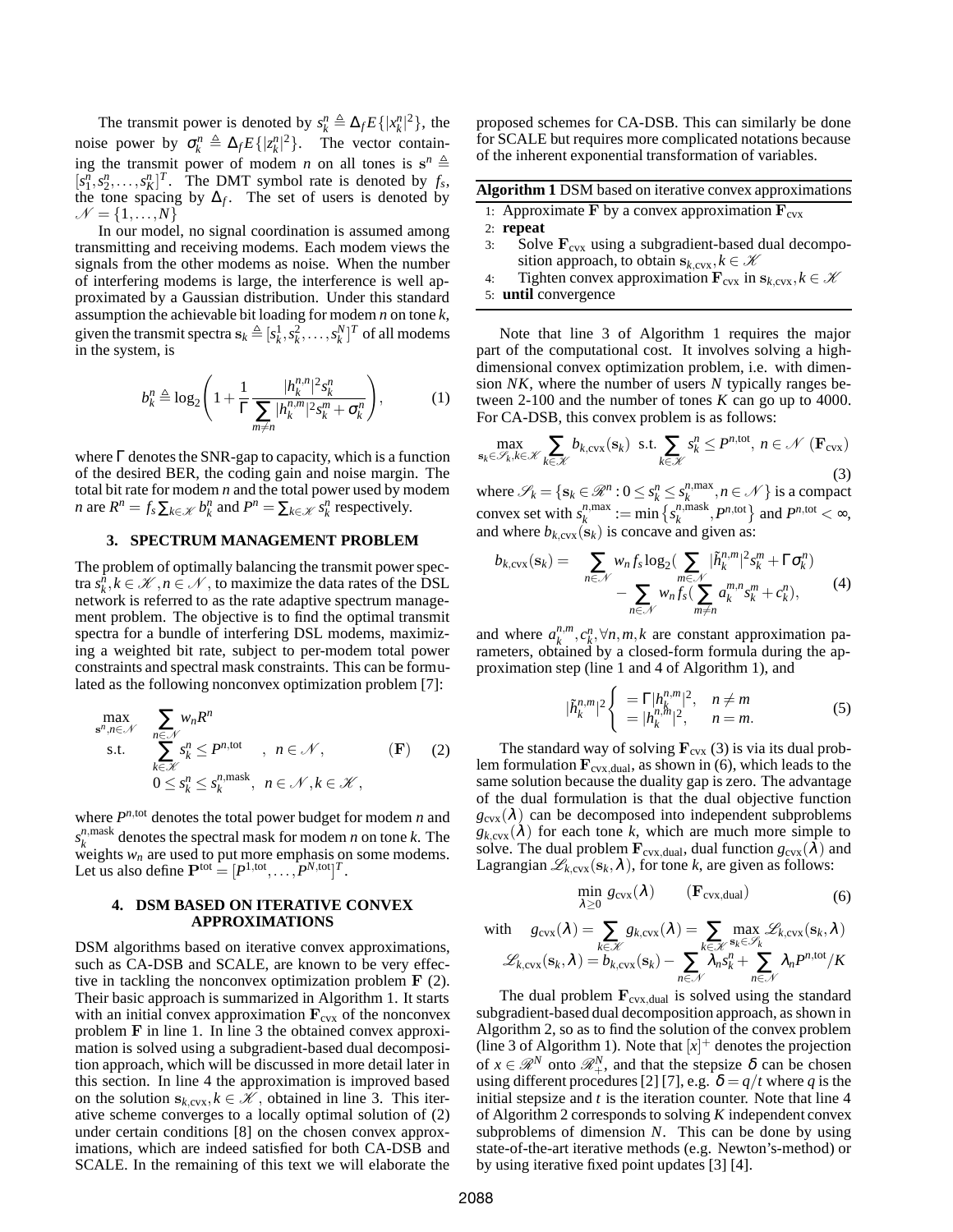The transmit power is denoted by $s_k^n \triangleq \Delta_f E\{|x_k^n|^2\}$, the noise power by $\sigma_k^n \triangleq \Delta_f E\{|z_k^n|^2\}$. The vector containing the transmit power of modem $n$ on all tones is $\mathbf{s}^n \triangleq [s_1^n, s_2^n, \ldots, s_K^n]^T$. The DMT symbol rate is denoted by $f_s$, the tone spacing by $\Delta_f$. The set of users is denoted by $\mathscr{N} = \{1, \ldots, N\}$

In our model, no signal coordination is assumed among transmitting and receiving modems. Each modem views the signals from the other modems as noise. When the number of interfering modems is large, the interference is well approximated by a Gaussian distribution. Under this standard assumption the achievable bit loading for modem $n$ on tone $k$, given the transmit spectra $\mathbf{s}_k \triangleq [s_k^1, s_k^2, \ldots, s_k^N]^T$ of all modems in the system, is

$$b_k^n \triangleq \log_2\left(1 + \frac{1}{\Gamma}\frac{|h_k^{n,n}|^2 s_k^n}{\sum_{m \neq n} |h_k^{n,m}|^2 s_k^m + \sigma_k^n}\right), \tag{1}$$

where $\Gamma$ denotes the SNR-gap to capacity, which is a function of the desired BER, the coding gain and noise margin. The total bit rate for modem $n$ and the total power used by modem $n$ are $R^n = f_s \sum_{k \in \mathscr{K}} b_k^n$ and $P^n = \sum_{k \in \mathscr{K}} s_k^n$ respectively.

## 3. SPECTRUM MANAGEMENT PROBLEM

The problem of optimally balancing the transmit power spectra $s_k^n, k \in \mathscr{K}, n \in \mathscr{N}$, to maximize the data rates of the DSL network is referred to as the rate adaptive spectrum management problem. The objective is to find the optimal transmit spectra for a bundle of interfering DSL modems, maximizing a weighted bit rate, subject to per-modem total power constraints and spectral mask constraints. This can be formulated as the following nonconvex optimization problem [7]:

$$\begin{aligned} \max_{\mathbf{s}^n, n \in \mathscr{N}} \quad & \sum_{n \in \mathscr{N}} w_n R^n \\ \text{s.t.} \quad & \sum_{k \in \mathscr{K}} s_k^n \leq P^{n,\text{tot}} \quad , \; n \in \mathscr{N}, \qquad (\mathbf{F}) \\ & 0 \leq s_k^n \leq s_k^{n,\text{mask}}, \; n \in \mathscr{N}, k \in \mathscr{K}, \end{aligned} \tag{2}$$

where $P^{n,\text{tot}}$ denotes the total power budget for modem $n$ and $s_k^{n,\text{mask}}$ denotes the spectral mask for modem $n$ on tone $k$. The weights $w_n$ are used to put more emphasis on some modems. Let us also define $\mathbf{P}^{\text{tot}} = [P^{1,\text{tot}}, \ldots, P^{N,\text{tot}}]^T$.

## 4. DSM BASED ON ITERATIVE CONVEX APPROXIMATIONS

DSM algorithms based on iterative convex approximations, such as CA-DSB and SCALE, are known to be very effective in tackling the nonconvex optimization problem $\mathbf{F}$ (2). Their basic approach is summarized in Algorithm 1. It starts with an initial convex approximation $\mathbf{F}_{\text{cvx}}$ of the nonconvex problem $\mathbf{F}$ in line 1. In line 3 the obtained convex approximation is solved using a subgradient-based dual decomposition approach, which will be discussed in more detail later in this section. In line 4 the approximation is improved based on the solution $\mathbf{s}_{k,\text{cvx}}, k \in \mathscr{K}$, obtained in line 3. This iterative scheme converges to a locally optimal solution of (2) under certain conditions [8] on the chosen convex approximations, which are indeed satisfied for both CA-DSB and SCALE. In the remaining of this text we will elaborate the proposed schemes for CA-DSB. This can similarly be done for SCALE but requires more complicated notations because of the inherent exponential transformation of variables.

**Algorithm 1** DSM based on iterative convex approximations

```
1: Approximate F by a convex approximation F_cvx
2: repeat
3:     Solve F_cvx using a subgradient-based dual decomposition approach, to obtain s_{k,cvx}, k ∈ K
4:     Tighten convex approximation F_cvx in s_{k,cvx}, k ∈ K
5: until convergence
```

Note that line 3 of Algorithm 1 requires the major part of the computational cost. It involves solving a high-dimensional convex optimization problem, i.e. with dimension $NK$, where the number of users $N$ typically ranges between 2-100 and the number of tones $K$ can go up to 4000. For CA-DSB, this convex problem is as follows:

$$\max_{\mathbf{s}_k \in \mathscr{S}_k, k \in \mathscr{K}} \sum_{k \in \mathscr{K}} b_{k,\text{cvx}}(\mathbf{s}_k) \;\; \text{s.t.} \sum_{k \in \mathscr{K}} s_k^n \leq P^{n,\text{tot}}, \; n \in \mathscr{N} \;\; (\mathbf{F}_{\text{cvx}}) \tag{3}$$

where $\mathscr{S}_k = \{\mathbf{s}_k \in \mathscr{R}^n : 0 \leq s_k^n \leq s_k^{n,\text{max}}, n \in \mathscr{N}\}$ is a compact convex set with $s_k^{n,\text{max}} := \min\{s_k^{n,\text{mask}}, P^{n,\text{tot}}\}$ and $P^{n,\text{tot}} < \infty$, and where $b_{k,\text{cvx}}(\mathbf{s}_k)$ is concave and given as:

$$\begin{aligned} b_{k,\text{cvx}}(\mathbf{s}_k) = & \sum_{n \in \mathscr{N}} w_n f_s \log_2\Big(\sum_{m \in \mathscr{N}} |\tilde{h}_k^{n,m}|^2 s_k^m + \Gamma \sigma_k^n\Big) \\ & - \sum_{n \in \mathscr{N}} w_n f_s \Big(\sum_{m \neq n} a_k^{m,n} s_k^m + c_k^n\Big), \end{aligned} \tag{4}$$

and where $a_k^{n,m}, c_k^n, \forall n, m, k$ are constant approximation parameters, obtained by a closed-form formula during the approximation step (line 1 and 4 of Algorithm 1), and

$$|\tilde{h}_k^{n,m}|^2 \begin{cases} = \Gamma |h_k^{n,m}|^2, & n \neq m \\ = |h_k^{n,m}|^2, & n = m. \end{cases} \tag{5}$$

The standard way of solving $\mathbf{F}_{\text{cvx}}$ (3) is via its dual problem formulation $\mathbf{F}_{\text{cvx,dual}}$, as shown in (6), which leads to the same solution because the duality gap is zero. The advantage of the dual formulation is that the dual objective function $g_{\text{cvx}}(\boldsymbol{\lambda})$ can be decomposed into independent subproblems $g_{k,\text{cvx}}(\boldsymbol{\lambda})$ for each tone $k$, which are much more simple to solve. The dual problem $\mathbf{F}_{\text{cvx,dual}}$, dual function $g_{\text{cvx}}(\boldsymbol{\lambda})$ and Lagrangian $\mathscr{L}_{k,\text{cvx}}(\mathbf{s}_k, \boldsymbol{\lambda})$, for tone $k$, are given as follows:

$$\min_{\boldsymbol{\lambda} \geq 0} g_{\text{cvx}}(\boldsymbol{\lambda}) \qquad (\mathbf{F}_{\text{cvx,dual}}) \tag{6}$$

$$\text{with} \quad g_{\text{cvx}}(\boldsymbol{\lambda}) = \sum_{k \in \mathscr{K}} g_{k,\text{cvx}}(\boldsymbol{\lambda}) = \sum_{k \in \mathscr{K}} \max_{\mathbf{s}_k \in \mathscr{S}_k} \mathscr{L}_{k,\text{cvx}}(\mathbf{s}_k, \boldsymbol{\lambda})$$

$$\mathscr{L}_{k,\text{cvx}}(\mathbf{s}_k, \boldsymbol{\lambda}) = b_{k,\text{cvx}}(\mathbf{s}_k) - \sum_{n \in \mathscr{N}} \lambda_n s_k^n + \sum_{n \in \mathscr{N}} \lambda_n P^{n,\text{tot}}/K$$

The dual problem $\mathbf{F}_{\text{cvx,dual}}$ is solved using the standard subgradient-based dual decomposition approach, as shown in Algorithm 2, so as to find the solution of the convex problem (line 3 of Algorithm 1). Note that $[x]^+$ denotes the projection of $x \in \mathscr{R}^N$ onto $\mathscr{R}_+^N$, and that the stepsize $\delta$ can be chosen using different procedures [2] [7], e.g. $\delta = q/t$ where $q$ is the initial stepsize and $t$ is the iteration counter. Note that line 4 of Algorithm 2 corresponds to solving $K$ independent convex subproblems of dimension $N$. This can be done by using state-of-the-art iterative methods (e.g. Newton's-method) or by using iterative fixed point updates [3] [4].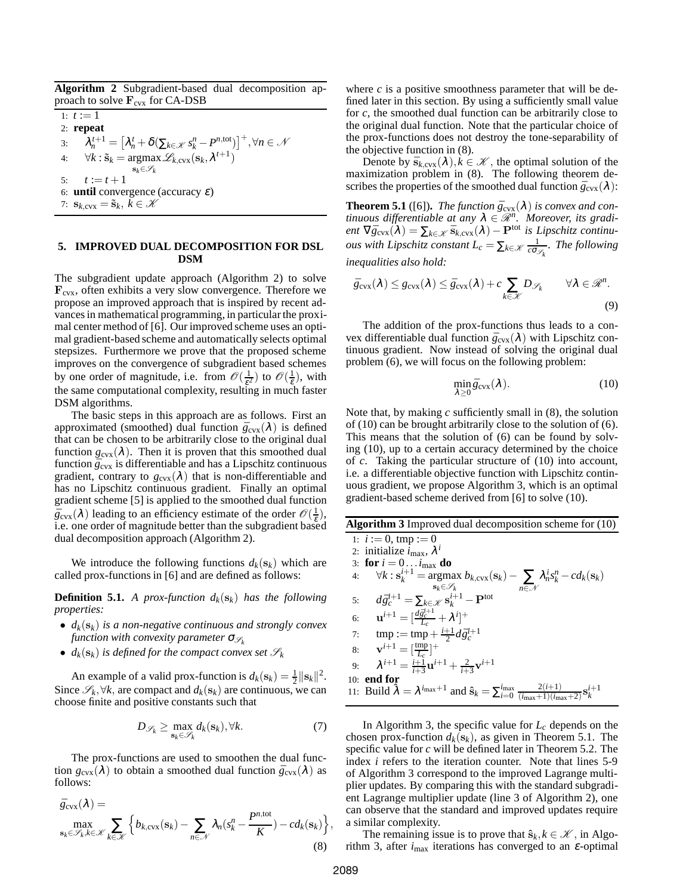**Algorithm 2** Subgradient-based dual decomposition approach to solve $\mathbf{F}_{\text{cvx}}$ for CA-DSB

1: $t := 1$
2: **repeat**
3: $\quad \lambda_n^{t+1} = \left[\lambda_n^t + \delta(\sum_{k\in\mathscr{K}} s_k^n - P^{n,\text{tot}})\right]^+, \forall n \in \mathscr{N}$
4: $\quad \forall k : \tilde{\mathbf{s}}_k = \underset{\mathbf{s}_k\in\mathscr{S}_k}{\text{argmax}}\, \mathscr{L}_{k,\text{cvx}}(\mathbf{s}_k, \lambda^{t+1})$
5: $\quad t := t+1$
6: **until** convergence (accuracy $\varepsilon$)
7: $\mathbf{s}_{k,\text{cvx}} = \tilde{\mathbf{s}}_k,\ k \in \mathscr{K}$

## 5. IMPROVED DUAL DECOMPOSITION FOR DSL DSM

The subgradient update approach (Algorithm 2) to solve $\mathbf{F}_{\text{cvx}}$, often exhibits a very slow convergence. Therefore we propose an improved approach that is inspired by recent advances in mathematical programming, in particular the proximal center method of [6]. Our improved scheme uses an optimal gradient-based scheme and automatically selects optimal stepsizes. Furthermore we prove that the proposed scheme improves on the convergence of subgradient based schemes by one order of magnitude, i.e. from $\mathscr{O}(\frac{1}{\varepsilon^2})$ to $\mathscr{O}(\frac{1}{\varepsilon})$, with the same computational complexity, resulting in much faster DSM algorithms.

The basic steps in this approach are as follows. First an approximated (smoothed) dual function $\bar{g}_{\text{cvx}}(\lambda)$ is defined that can be chosen to be arbitrarily close to the original dual function $g_{\text{cvx}}(\lambda)$. Then it is proven that this smoothed dual function $\bar{g}_{\text{cvx}}$ is differentiable and has a Lipschitz continuous gradient, contrary to $g_{\text{cvx}}(\lambda)$ that is non-differentiable and has no Lipschitz continuous gradient. Finally an optimal gradient scheme [5] is applied to the smoothed dual function $\bar{g}_{\text{cvx}}(\lambda)$ leading to an efficiency estimate of the order $\mathscr{O}(\frac{1}{\varepsilon})$, i.e. one order of magnitude better than the subgradient based dual decomposition approach (Algorithm 2).

We introduce the following functions $d_k(\mathbf{s}_k)$ which are called prox-functions in [6] and are defined as follows:

**Definition 5.1.** *A prox-function $d_k(\mathbf{s}_k)$ has the following properties:*

- *$d_k(\mathbf{s}_k)$ is a non-negative continuous and strongly convex function with convexity parameter $\sigma_{\mathscr{S}_k}$*
- *$d_k(\mathbf{s}_k)$ is defined for the compact convex set $\mathscr{S}_k$*

An example of a valid prox-function is $d_k(\mathbf{s}_k) = \frac{1}{2}\|\mathbf{s}_k\|^2$. Since $\mathscr{S}_k, \forall k$, are compact and $d_k(\mathbf{s}_k)$ are continuous, we can choose finite and positive constants such that

$$D_{\mathscr{S}_k} \geq \max_{\mathbf{s}_k\in\mathscr{S}_k} d_k(\mathbf{s}_k), \forall k. \tag{7}$$

The prox-functions are used to smoothen the dual function $g_{\text{cvx}}(\lambda)$ to obtain a smoothed dual function $\bar{g}_{\text{cvx}}(\lambda)$ as follows:

$$\bar{g}_{\text{cvx}}(\lambda) = \max_{\mathbf{s}_k\in\mathscr{S}_k, k\in\mathscr{K}} \sum_{k\in\mathscr{K}} \left\{ b_{k,\text{cvx}}(\mathbf{s}_k) - \sum_{n\in\mathscr{N}} \lambda_n (s_k^n - \frac{P^{n,\text{tot}}}{K}) - c d_k(\mathbf{s}_k) \right\}, \tag{8}$$

where $c$ is a positive smoothness parameter that will be defined later in this section. By using a sufficiently small value for $c$, the smoothed dual function can be arbitrarily close to the original dual function. Note that the particular choice of the prox-functions does not destroy the tone-separability of the objective function in (8).

Denote by $\bar{\mathbf{s}}_{k,\text{cvx}}(\lambda), k \in \mathscr{K}$, the optimal solution of the maximization problem in (8). The following theorem describes the properties of the smoothed dual function $\bar{g}_{\text{cvx}}(\lambda)$:

**Theorem 5.1** ([6]). *The function $\bar{g}_{\text{cvx}}(\lambda)$ is convex and continuous differentiable at any $\lambda \in \mathscr{R}^n$. Moreover, its gradient $\nabla\bar{g}_{\text{cvx}}(\lambda) = \sum_{k\in\mathscr{K}} \bar{\mathbf{s}}_{k,\text{cvx}}(\lambda) - \mathbf{P}^{\text{tot}}$ is Lipschitz continuous with Lipschitz constant $L_c = \sum_{k\in\mathscr{K}} \frac{1}{c\sigma_{\mathscr{S}_k}}$. The following inequalities also hold:*

$$\bar{g}_{\text{cvx}}(\lambda) \leq g_{\text{cvx}}(\lambda) \leq \bar{g}_{\text{cvx}}(\lambda) + c\sum_{k\in\mathscr{K}} D_{\mathscr{S}_k} \qquad \forall\lambda \in \mathscr{R}^n. \tag{9}$$

The addition of the prox-functions thus leads to a convex differentiable dual function $\bar{g}_{\text{cvx}}(\lambda)$ with Lipschitz continuous gradient. Now instead of solving the original dual problem (6), we will focus on the following problem:

$$\min_{\lambda\geq 0} \bar{g}_{\text{cvx}}(\lambda). \tag{10}$$

Note that, by making $c$ sufficiently small in (8), the solution of (10) can be brought arbitrarily close to the solution of (6). This means that the solution of (6) can be found by solving (10), up to a certain accuracy determined by the choice of $c$. Taking the particular structure of (10) into account, i.e. a differentiable objective function with Lipschitz continuous gradient, we propose Algorithm 3, which is an optimal gradient-based scheme derived from [6] to solve (10).

**Algorithm 3** Improved dual decomposition scheme for (10)

1: $i := 0$, tmp $:= 0$
2: initialize $i_{\max}$, $\lambda^i$
3: **for** $i = 0 \ldots i_{\max}$ **do**
4: $\quad \forall k : \mathbf{s}_k^{i+1} = \underset{\mathbf{s}_k\in\mathscr{S}_k}{\text{argmax}}\, b_{k,\text{cvx}}(\mathbf{s}_k) - \sum_{n\in\mathscr{N}} \lambda_n^i s_k^n - c d_k(\mathbf{s}_k)$
5: $\quad d\bar{g}_c^{i+1} = \sum_{k\in\mathscr{K}} \mathbf{s}_k^{i+1} - \mathbf{P}^{\text{tot}}$
6: $\quad \mathbf{u}^{i+1} = [\frac{d\bar{g}_c^{i+1}}{L_c} + \lambda^i]^+$
7: $\quad$ tmp $:=$ tmp $+ \frac{i+1}{2} d\bar{g}_c^{i+1}$
8: $\quad \mathbf{v}^{i+1} = [\frac{\text{tmp}}{L_c}]^+$
9: $\quad \lambda^{i+1} = \frac{i+1}{i+3}\mathbf{u}^{i+1} + \frac{2}{i+3}\mathbf{v}^{i+1}$
10: **end for**
11: Build $\hat{\lambda} = \lambda^{i_{\max}+1}$ and $\hat{\mathbf{s}}_k = \sum_{i=0}^{i_{\max}} \frac{2(i+1)}{(i_{\max}+1)(i_{\max}+2)} \mathbf{s}_k^{i+1}$

In Algorithm 3, the specific value for $L_c$ depends on the chosen prox-function $d_k(\mathbf{s}_k)$, as given in Theorem 5.1. The specific value for $c$ will be defined later in Theorem 5.2. The index $i$ refers to the iteration counter. Note that lines 5-9 of Algorithm 3 correspond to the improved Lagrange multiplier updates. By comparing this with the standard subgradient Lagrange multiplier update (line 3 of Algorithm 2), one can observe that the standard and improved updates require a similar complexity.

The remaining issue is to prove that $\hat{\mathbf{s}}_k, k \in \mathscr{K}$, in Algorithm 3, after $i_{\max}$ iterations has converged to an $\varepsilon$-optimal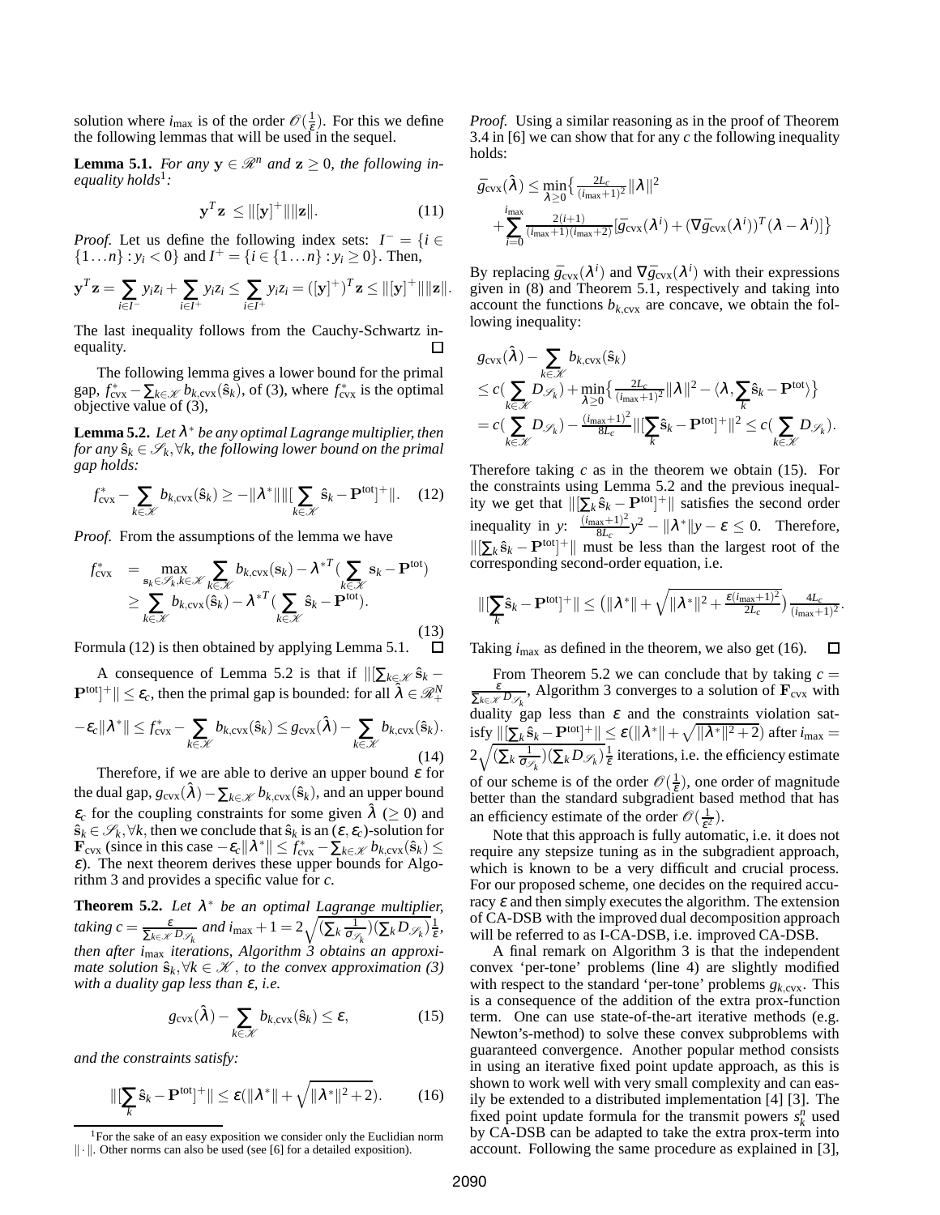solution where $i_{\max}$ is of the order $\mathcal{O}(\frac{1}{\varepsilon})$. For this we define the following lemmas that will be used in the sequel.

**Lemma 5.1.** *For any $\mathbf{y} \in \mathscr{R}^n$ and $\mathbf{z} \geq 0$, the following inequality holds*[1]*:*

$$\mathbf{y}^T\mathbf{z} \leq \|[\mathbf{y}]^+\|\|\mathbf{z}\|. \tag{11}$$

*Proof.* Let us define the following index sets: $I^- = \{i \in \{1\ldots n\} : y_i < 0\}$ and $I^+ = \{i \in \{1\ldots n\} : y_i \geq 0\}$. Then,

$$\mathbf{y}^T\mathbf{z} = \sum_{i\in I^-} y_i z_i + \sum_{i\in I^+} y_i z_i \leq \sum_{i\in I^+} y_i z_i = ([\mathbf{y}]^+)^T\mathbf{z} \leq \|[\mathbf{y}]^+\|\|\mathbf{z}\|.$$

The last inequality follows from the Cauchy-Schwartz inequality. □

The following lemma gives a lower bound for the primal gap, $f^*_{\text{cvx}} - \sum_{k\in\mathscr{K}} b_{k,\text{cvx}}(\hat{\mathbf{s}}_k)$, of (3), where $f^*_{\text{cvx}}$ is the optimal objective value of (3),

**Lemma 5.2.** *Let $\lambda^*$ be any optimal Lagrange multiplier, then for any $\hat{\mathbf{s}}_k \in \mathscr{S}_k, \forall k$, the following lower bound on the primal gap holds:*

$$f^*_{\text{cvx}} - \sum_{k\in\mathscr{K}} b_{k,\text{cvx}}(\hat{\mathbf{s}}_k) \geq -\|\lambda^*\|\|[\sum_{k\in\mathscr{K}} \hat{\mathbf{s}}_k - \mathbf{P}^{\text{tot}}]^+\|. \tag{12}$$

*Proof.* From the assumptions of the lemma we have

$$\begin{aligned} f^*_{\text{cvx}} &= \max_{\mathbf{s}_k\in\mathscr{S}_k, k\in\mathscr{K}} \sum_{k\in\mathscr{K}} b_{k,\text{cvx}}(\mathbf{s}_k) - \lambda^{*T}(\sum_{k\in\mathscr{K}} \mathbf{s}_k - \mathbf{P}^{\text{tot}}) \\ &\geq \sum_{k\in\mathscr{K}} b_{k,\text{cvx}}(\hat{\mathbf{s}}_k) - \lambda^{*T}(\sum_{k\in\mathscr{K}} \hat{\mathbf{s}}_k - \mathbf{P}^{\text{tot}}). \end{aligned} \tag{13}$$

Formula (12) is then obtained by applying Lemma 5.1. □

A consequence of Lemma 5.2 is that if $\|[\sum_{k\in\mathscr{K}} \hat{\mathbf{s}}_k - \mathbf{P}^{\text{tot}}]^+\| \leq \varepsilon_c$, then the primal gap is bounded: for all $\hat{\lambda} \in \mathscr{R}^N_+$

$$-\varepsilon_c\|\lambda^*\| \leq f^*_{\text{cvx}} - \sum_{k\in\mathscr{K}} b_{k,\text{cvx}}(\hat{\mathbf{s}}_k) \leq g_{\text{cvx}}(\hat{\lambda}) - \sum_{k\in\mathscr{K}} b_{k,\text{cvx}}(\hat{\mathbf{s}}_k). \tag{14}$$

Therefore, if we are able to derive an upper bound $\varepsilon$ for the dual gap, $g_{\text{cvx}}(\hat{\lambda}) - \sum_{k\in\mathscr{K}} b_{k,\text{cvx}}(\hat{\mathbf{s}}_k)$, and an upper bound $\varepsilon_c$ for the coupling constraints for some given $\hat{\lambda}$ ($\geq 0$) and $\hat{\mathbf{s}}_k \in \mathscr{S}_k, \forall k$, then we conclude that $\hat{\mathbf{s}}_k$ is an $(\varepsilon, \varepsilon_c)$-solution for $\mathbf{F}_{\text{cvx}}$ (since in this case $-\varepsilon_c\|\lambda^*\| \leq f^*_{\text{cvx}} - \sum_{k\in\mathscr{K}} b_{k,\text{cvx}}(\hat{\mathbf{s}}_k) \leq \varepsilon$). The next theorem derives these upper bounds for Algorithm 3 and provides a specific value for $c$.

**Theorem 5.2.** *Let $\lambda^*$ be an optimal Lagrange multiplier, taking $c = \frac{\varepsilon}{\sum_{k\in\mathscr{K}} D_{\mathscr{S}_k}}$ and $i_{\max} + 1 = 2\sqrt{(\sum_k \frac{1}{\sigma_{\mathscr{S}_k}})(\sum_k D_{\mathscr{S}_k})\frac{1}{\varepsilon}}$, then after $i_{\max}$ iterations, Algorithm 3 obtains an approximate solution $\hat{\mathbf{s}}_k, \forall k \in \mathscr{K}$, to the convex approximation (3) with a duality gap less than $\varepsilon$, i.e.*

$$g_{\text{cvx}}(\hat{\lambda}) - \sum_{k\in\mathscr{K}} b_{k,\text{cvx}}(\hat{\mathbf{s}}_k) \leq \varepsilon, \tag{15}$$

*and the constraints satisfy:*

$$\|[\sum_k \hat{\mathbf{s}}_k - \mathbf{P}^{\text{tot}}]^+\| \leq \varepsilon(\|\lambda^*\| + \sqrt{\|\lambda^*\|^2 + 2}). \tag{16}$$

*Proof.* Using a similar reasoning as in the proof of Theorem 3.4 in [6] we can show that for any $c$ the following inequality holds:

$$\begin{aligned} \bar{g}_{\text{cvx}}(\hat{\lambda}) \leq \min_{\lambda\geq 0}\Big\{ &\tfrac{2L_c}{(i_{\max}+1)^2}\|\lambda\|^2 \\ &+ \sum_{i=0}^{i_{\max}} \tfrac{2(i+1)}{(i_{\max}+1)(i_{\max}+2)}[\bar{g}_{\text{cvx}}(\lambda^i) + (\nabla\bar{g}_{\text{cvx}}(\lambda^i))^T(\lambda - \lambda^i)]\Big\} \end{aligned}$$

By replacing $\bar{g}_{\text{cvx}}(\lambda^i)$ and $\nabla\bar{g}_{\text{cvx}}(\lambda^i)$ with their expressions given in (8) and Theorem 5.1, respectively and taking into account the functions $b_{k,\text{cvx}}$ are concave, we obtain the following inequality:

$$\begin{aligned} &g_{\text{cvx}}(\hat{\lambda}) - \sum_{k\in\mathscr{K}} b_{k,\text{cvx}}(\hat{\mathbf{s}}_k) \\ &\leq c(\sum_{k\in\mathscr{K}} D_{\mathscr{S}_k}) + \min_{\lambda\geq 0}\big\{\tfrac{2L_c}{(i_{\max}+1)^2}\|\lambda\|^2 - \langle\lambda, \sum_k \hat{\mathbf{s}}_k - \mathbf{P}^{\text{tot}}\rangle\big\} \\ &= c(\sum_{k\in\mathscr{K}} D_{\mathscr{S}_k}) - \tfrac{(i_{\max}+1)^2}{8L_c}\|[\sum_k \hat{\mathbf{s}}_k - \mathbf{P}^{\text{tot}}]^+\|^2 \leq c(\sum_{k\in\mathscr{K}} D_{\mathscr{S}_k}). \end{aligned}$$

Therefore taking $c$ as in the theorem we obtain (15). For the constraints using Lemma 5.2 and the previous inequality we get that $\|[\sum_k \hat{\mathbf{s}}_k - \mathbf{P}^{\text{tot}}]^+\|$ satisfies the second order inequality in $y$: $\frac{(i_{\max}+1)^2}{8L_c}y^2 - \|\lambda^*\|y - \varepsilon \leq 0$. Therefore, $\|[\sum_k \hat{\mathbf{s}}_k - \mathbf{P}^{\text{tot}}]^+\|$ must be less than the largest root of the corresponding second-order equation, i.e.

$$\|[\sum_k \hat{\mathbf{s}}_k - \mathbf{P}^{\text{tot}}]^+\| \leq \big(\|\lambda^*\| + \sqrt{\|\lambda^*\|^2 + \tfrac{\varepsilon(i_{\max}+1)^2}{2L_c}}\big)\tfrac{4L_c}{(i_{\max}+1)^2}.$$

Taking $i_{\max}$ as defined in the theorem, we also get (16). □

From Theorem 5.2 we can conclude that by taking $c = \frac{\varepsilon}{\sum_{k\in\mathscr{K}} D_{\mathscr{S}_k}}$, Algorithm 3 converges to a solution of $\mathbf{F}_{\text{cvx}}$ with duality gap less than $\varepsilon$ and the constraints violation satisfy $\|[\sum_k \hat{\mathbf{s}}_k - \mathbf{P}^{\text{tot}}]^+\| \leq \varepsilon(\|\lambda^*\| + \sqrt{\|\lambda^*\|^2 + 2})$ after $i_{\max} = 2\sqrt{(\sum_k \frac{1}{\sigma_{\mathscr{S}_k}})(\sum_k D_{\mathscr{S}_k})\frac{1}{\varepsilon}}$ iterations, i.e. the efficiency estimate of our scheme is of the order $\mathcal{O}(\frac{1}{\varepsilon})$, one order of magnitude better than the standard subgradient based method that has an efficiency estimate of the order $\mathcal{O}(\frac{1}{\varepsilon^2})$.

Note that this approach is fully automatic, i.e. it does not require any stepsize tuning as in the subgradient approach, which is known to be a very difficult and crucial process. For our proposed scheme, one decides on the required accuracy $\varepsilon$ and then simply executes the algorithm. The extension of CA-DSB with the improved dual decomposition approach will be referred to as I-CA-DSB, i.e. improved CA-DSB.

A final remark on Algorithm 3 is that the independent convex 'per-tone' problems (line 4) are slightly modified with respect to the standard 'per-tone' problems $g_{k,\text{cvx}}$. This is a consequence of the addition of the extra prox-function term. One can use state-of-the-art iterative methods (e.g. Newton's-method) to solve these convex subproblems with guaranteed convergence. Another popular method consists in using an iterative fixed point update approach, as this is shown to work well with very small complexity and can easily be extended to a distributed implementation [4] [3]. The fixed point update formula for the transmit powers $s^n_k$ used by CA-DSB can be adapted to take the extra prox-term into account. Following the same procedure as explained in [3],

[1] For the sake of an easy exposition we consider only the Euclidian norm $\|\cdot\|$. Other norms can also be used (see [6] for a detailed exposition).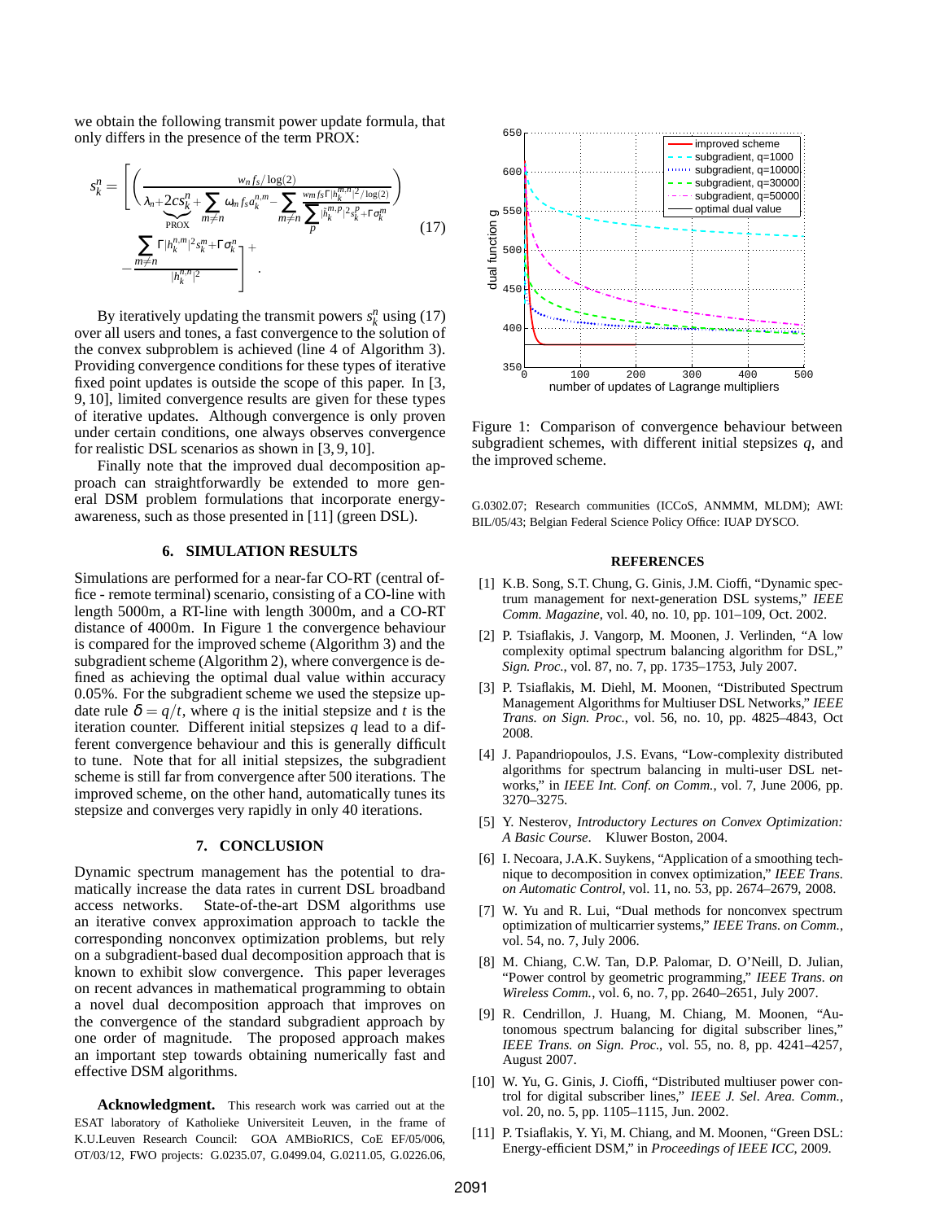we obtain the following transmit power update formula, that only differs in the presence of the term PROX:

$$
s_k^n = \left[ \left( \frac{w_n f_s / \log(2)}{\underbrace{\lambda_n + 2cs_k^n}_{\text{PROX}} + \sum_{m \neq n} \omega_n f_s a_k^{n,m} - \sum_{m \neq n} \frac{w_m f_s \Gamma |h_k^{m,n}|^2 / \log(2)}{\sum_p |h_k^{m,p}|^2 s_k^p + \Gamma \sigma_k^m}} \right) - \frac{\sum_{m \neq n} \Gamma |h_k^{n,m}|^2 s_k^m + \Gamma \sigma_k^n}{|h_k^{n,n}|^2} \right]^+ . \tag{17}
$$

By iteratively updating the transmit powers $s_k^n$ using (17) over all users and tones, a fast convergence to the solution of the convex subproblem is achieved (line 4 of Algorithm 3). Providing convergence conditions for these types of iterative fixed point updates is outside the scope of this paper. In [3, 9, 10], limited convergence results are given for these types of iterative updates. Although convergence is only proven under certain conditions, one always observes convergence for realistic DSL scenarios as shown in [3, 9, 10].

Finally note that the improved dual decomposition approach can straightforwardly be extended to more general DSM problem formulations that incorporate energy-awareness, such as those presented in [11] (green DSL).

## 6. SIMULATION RESULTS

Simulations are performed for a near-far CO-RT (central office - remote terminal) scenario, consisting of a CO-line with length 5000m, a RT-line with length 3000m, and a CO-RT distance of 4000m. In Figure 1 the convergence behaviour is compared for the improved scheme (Algorithm 3) and the subgradient scheme (Algorithm 2), where convergence is defined as achieving the optimal dual value within accuracy 0.05%. For the subgradient scheme we used the stepsize update rule $\delta = q/t$, where $q$ is the initial stepsize and $t$ is the iteration counter. Different initial stepsizes $q$ lead to a different convergence behaviour and this is generally difficult to tune. Note that for all initial stepsizes, the subgradient scheme is still far from convergence after 500 iterations. The improved scheme, on the other hand, automatically tunes its stepsize and converges very rapidly in only 40 iterations.

## 7. CONCLUSION

Dynamic spectrum management has the potential to dramatically increase the data rates in current DSL broadband access networks. State-of-the-art DSM algorithms use an iterative convex approximation approach to tackle the corresponding nonconvex optimization problems, but rely on a subgradient-based dual decomposition approach that is known to exhibit slow convergence. This paper leverages on recent advances in mathematical programming to obtain a novel dual decomposition approach that improves on the convergence of the standard subgradient approach by one order of magnitude. The proposed approach makes an important step towards obtaining numerically fast and effective DSM algorithms.

**Acknowledgment.** This research work was carried out at the ESAT laboratory of Katholieke Universiteit Leuven, in the frame of K.U.Leuven Research Council: GOA AMBioRICS, CoE EF/05/006, OT/03/12, FWO projects: G.0235.07, G.0499.04, G.0211.05, G.0226.06, G.0302.07; Research communities (ICCoS, ANMMM, MLDM); AWI: BIL/05/43; Belgian Federal Science Policy Office: IUAP DYSCO.

dual function g
650
600
550
500
450
400
350
0 100 200 300 400 500
number of updates of Lagrange multipliers
improved scheme
subgradient, q=1000
subgradient, q=10000
subgradient, q=30000
subgradient, q=50000
optimal dual value

Figure 1: Comparison of convergence behaviour between subgradient schemes, with different initial stepsizes $q$, and the improved scheme.

## REFERENCES

[1] K.B. Song, S.T. Chung, G. Ginis, J.M. Cioffi, "Dynamic spectrum management for next-generation DSL systems," *IEEE Comm. Magazine*, vol. 40, no. 10, pp. 101–109, Oct. 2002.

[2] P. Tsiaflakis, J. Vangorp, M. Moonen, J. Verlinden, "A low complexity optimal spectrum balancing algorithm for DSL," *Sign. Proc.*, vol. 87, no. 7, pp. 1735–1753, July 2007.

[3] P. Tsiaflakis, M. Diehl, M. Moonen, "Distributed Spectrum Management Algorithms for Multiuser DSL Networks," *IEEE Trans. on Sign. Proc.*, vol. 56, no. 10, pp. 4825–4843, Oct 2008.

[4] J. Papandriopoulos, J.S. Evans, "Low-complexity distributed algorithms for spectrum balancing in multi-user DSL networks," in *IEEE Int. Conf. on Comm.*, vol. 7, June 2006, pp. 3270–3275.

[5] Y. Nesterov, *Introductory Lectures on Convex Optimization: A Basic Course*. Kluwer Boston, 2004.

[6] I. Necoara, J.A.K. Suykens, "Application of a smoothing technique to decomposition in convex optimization," *IEEE Trans. on Automatic Control*, vol. 11, no. 53, pp. 2674–2679, 2008.

[7] W. Yu and R. Lui, "Dual methods for nonconvex spectrum optimization of multicarrier systems," *IEEE Trans. on Comm.*, vol. 54, no. 7, July 2006.

[8] M. Chiang, C.W. Tan, D.P. Palomar, D. O'Neill, D. Julian, "Power control by geometric programming," *IEEE Trans. on Wireless Comm.*, vol. 6, no. 7, pp. 2640–2651, July 2007.

[9] R. Cendrillon, J. Huang, M. Chiang, M. Moonen, "Autonomous spectrum balancing for digital subscriber lines," *IEEE Trans. on Sign. Proc.*, vol. 55, no. 8, pp. 4241–4257, August 2007.

[10] W. Yu, G. Ginis, J. Cioffi, "Distributed multiuser power control for digital subscriber lines," *IEEE J. Sel. Area. Comm.*, vol. 20, no. 5, pp. 1105–1115, Jun. 2002.

[11] P. Tsiaflakis, Y. Yi, M. Chiang, and M. Moonen, "Green DSL: Energy-efficient DSM," in *Proceedings of IEEE ICC*, 2009.